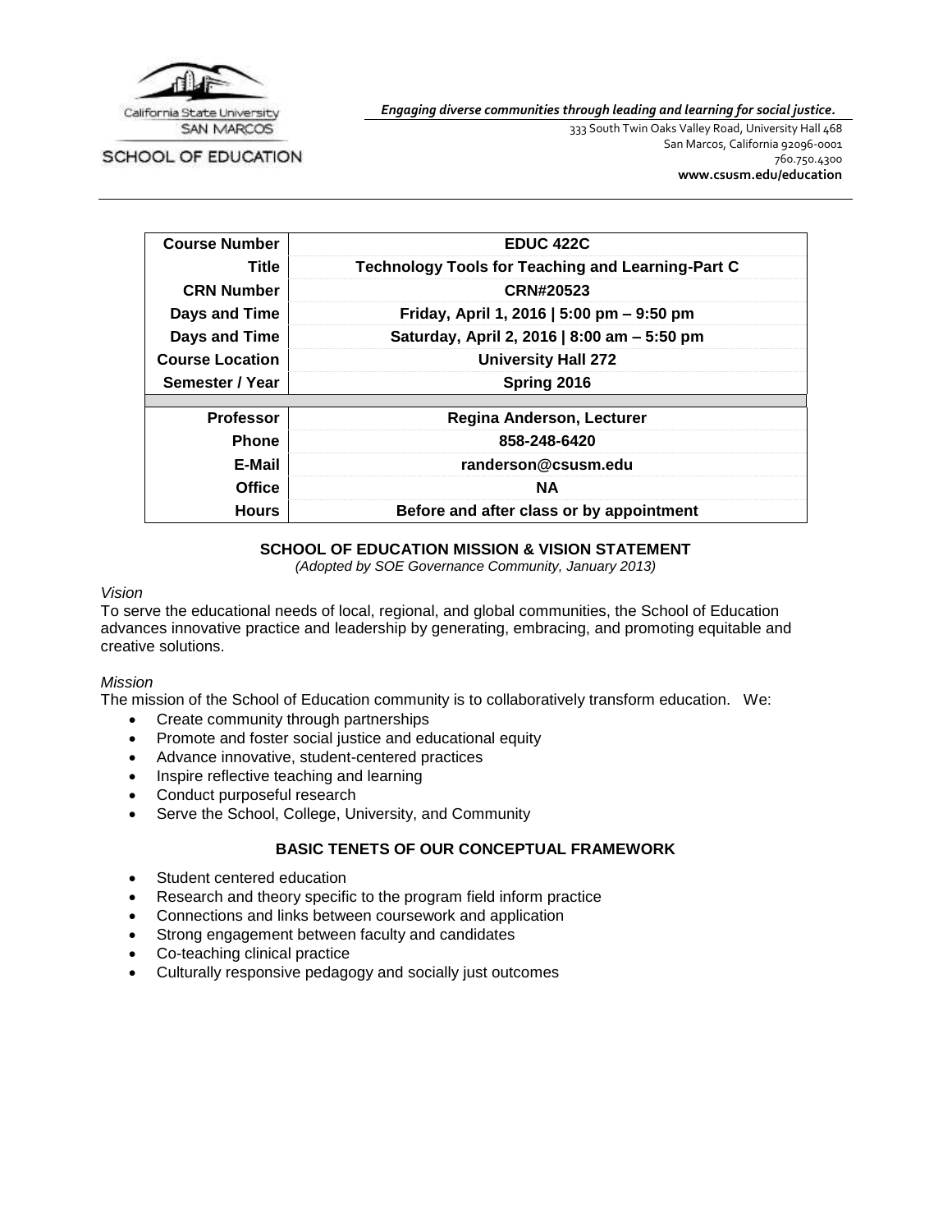California State University SAN MARCOS

SCHOOL OF EDUCATION

***Engaging diverse communities through leading and learning for social justice.***

333 South Twin Oaks Valley Road, University Hall 468
San Marcos, California 92096-0001
760.750.4300
**www.csusm.edu/education**

| | |
|---|---|
| **Course Number** | **EDUC 422C** |
| **Title** | **Technology Tools for Teaching and Learning-Part C** |
| **CRN Number** | **CRN#20523** |
| **Days and Time** | **Friday, April 1, 2016 \| 5:00 pm – 9:50 pm** |
| **Days and Time** | **Saturday, April 2, 2016 \| 8:00 am – 5:50 pm** |
| **Course Location** | **University Hall 272** |
| **Semester / Year** | **Spring 2016** |
| | |
| **Professor** | **Regina Anderson, Lecturer** |
| **Phone** | **858-248-6420** |
| **E-Mail** | **randerson@csusm.edu** |
| **Office** | **NA** |
| **Hours** | **Before and after class or by appointment** |

## SCHOOL OF EDUCATION MISSION & VISION STATEMENT

*(Adopted by SOE Governance Community, January 2013)*

*Vision*

To serve the educational needs of local, regional, and global communities, the School of Education advances innovative practice and leadership by generating, embracing, and promoting equitable and creative solutions.

*Mission*

The mission of the School of Education community is to collaboratively transform education. We:

- Create community through partnerships
- Promote and foster social justice and educational equity
- Advance innovative, student-centered practices
- Inspire reflective teaching and learning
- Conduct purposeful research
- Serve the School, College, University, and Community

## BASIC TENETS OF OUR CONCEPTUAL FRAMEWORK

- Student centered education
- Research and theory specific to the program field inform practice
- Connections and links between coursework and application
- Strong engagement between faculty and candidates
- Co-teaching clinical practice
- Culturally responsive pedagogy and socially just outcomes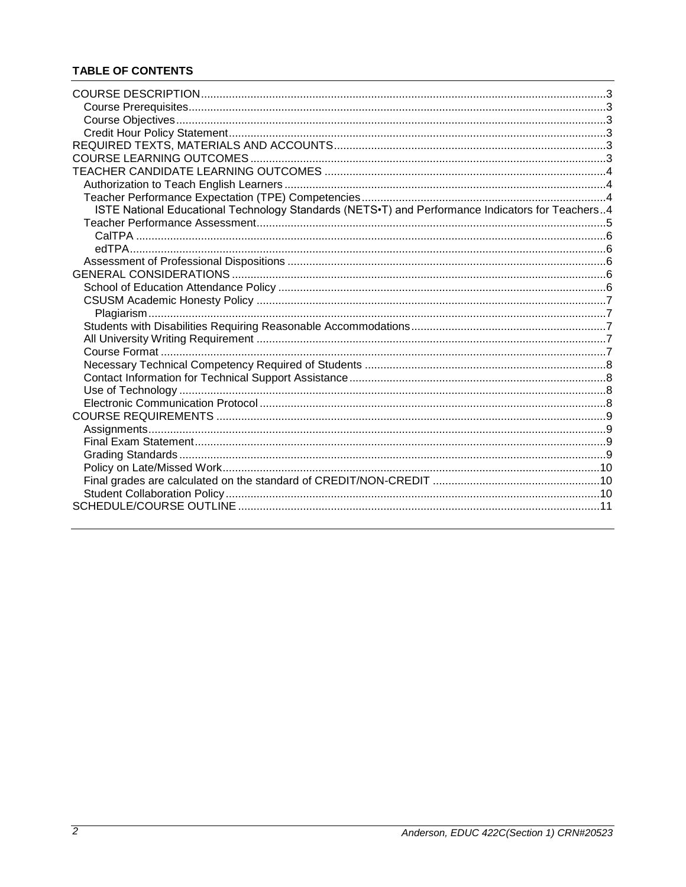**TABLE OF CONTENTS**

- COURSE DESCRIPTION....3
  - Course Prerequisites....3
  - Course Objectives....3
  - Credit Hour Policy Statement....3
- REQUIRED TEXTS, MATERIALS AND ACCOUNTS....3
- COURSE LEARNING OUTCOMES....3
- TEACHER CANDIDATE LEARNING OUTCOMES....4
  - Authorization to Teach English Learners....4
  - Teacher Performance Expectation (TPE) Competencies....4
    - ISTE National Educational Technology Standards (NETS•T) and Performance Indicators for Teachers..4
  - Teacher Performance Assessment....5
    - CalTPA....6
    - edTPA....6
  - Assessment of Professional Dispositions....6
- GENERAL CONSIDERATIONS....6
  - School of Education Attendance Policy....6
  - CSUSM Academic Honesty Policy....7
    - Plagiarism....7
  - Students with Disabilities Requiring Reasonable Accommodations....7
  - All University Writing Requirement....7
  - Course Format....7
  - Necessary Technical Competency Required of Students....8
  - Contact Information for Technical Support Assistance....8
  - Use of Technology....8
  - Electronic Communication Protocol....8
- COURSE REQUIREMENTS....9
  - Assignments....9
  - Final Exam Statement....9
  - Grading Standards....9
  - Policy on Late/Missed Work....10
  - Final grades are calculated on the standard of CREDIT/NON-CREDIT....10
  - Student Collaboration Policy....10
- SCHEDULE/COURSE OUTLINE....11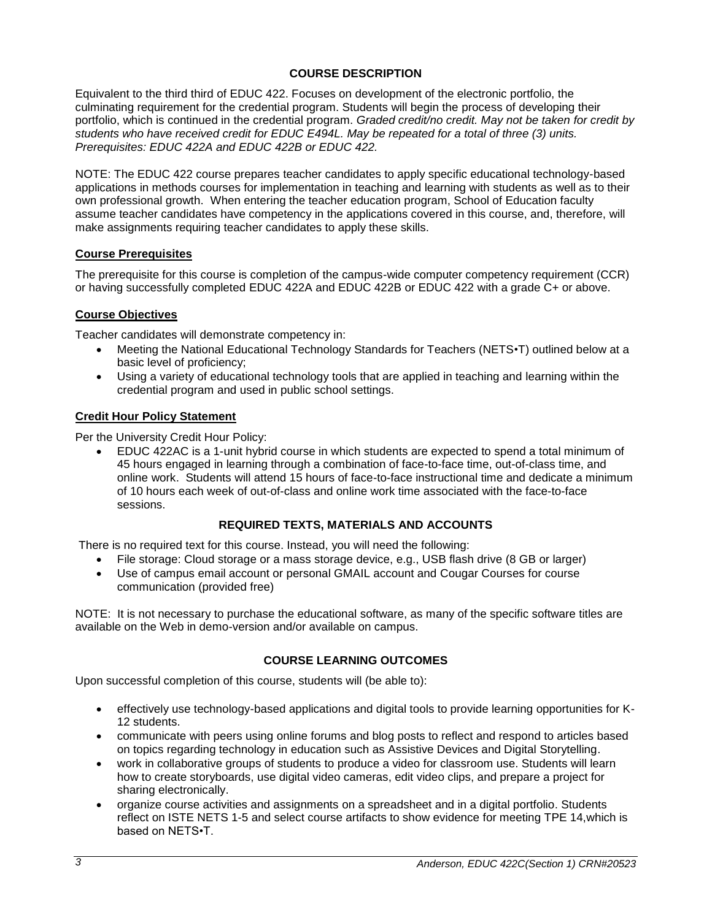## COURSE DESCRIPTION

Equivalent to the third third of EDUC 422. Focuses on development of the electronic portfolio, the culminating requirement for the credential program. Students will begin the process of developing their portfolio, which is continued in the credential program. *Graded credit/no credit. May not be taken for credit by students who have received credit for EDUC E494L. May be repeated for a total of three (3) units. Prerequisites: EDUC 422A and EDUC 422B or EDUC 422.*

NOTE: The EDUC 422 course prepares teacher candidates to apply specific educational technology-based applications in methods courses for implementation in teaching and learning with students as well as to their own professional growth. When entering the teacher education program, School of Education faculty assume teacher candidates have competency in the applications covered in this course, and, therefore, will make assignments requiring teacher candidates to apply these skills.

### Course Prerequisites

The prerequisite for this course is completion of the campus-wide computer competency requirement (CCR) or having successfully completed EDUC 422A and EDUC 422B or EDUC 422 with a grade C+ or above.

### Course Objectives

Teacher candidates will demonstrate competency in:

- Meeting the National Educational Technology Standards for Teachers (NETS•T) outlined below at a basic level of proficiency;
- Using a variety of educational technology tools that are applied in teaching and learning within the credential program and used in public school settings.

### Credit Hour Policy Statement

Per the University Credit Hour Policy:

- EDUC 422AC is a 1-unit hybrid course in which students are expected to spend a total minimum of 45 hours engaged in learning through a combination of face-to-face time, out-of-class time, and online work. Students will attend 15 hours of face-to-face instructional time and dedicate a minimum of 10 hours each week of out-of-class and online work time associated with the face-to-face sessions.

## REQUIRED TEXTS, MATERIALS AND ACCOUNTS

There is no required text for this course. Instead, you will need the following:

- File storage: Cloud storage or a mass storage device, e.g., USB flash drive (8 GB or larger)
- Use of campus email account or personal GMAIL account and Cougar Courses for course communication (provided free)

NOTE: It is not necessary to purchase the educational software, as many of the specific software titles are available on the Web in demo-version and/or available on campus.

## COURSE LEARNING OUTCOMES

Upon successful completion of this course, students will (be able to):

- effectively use technology-based applications and digital tools to provide learning opportunities for K-12 students.
- communicate with peers using online forums and blog posts to reflect and respond to articles based on topics regarding technology in education such as Assistive Devices and Digital Storytelling.
- work in collaborative groups of students to produce a video for classroom use. Students will learn how to create storyboards, use digital video cameras, edit video clips, and prepare a project for sharing electronically.
- organize course activities and assignments on a spreadsheet and in a digital portfolio. Students reflect on ISTE NETS 1-5 and select course artifacts to show evidence for meeting TPE 14,which is based on NETS•T.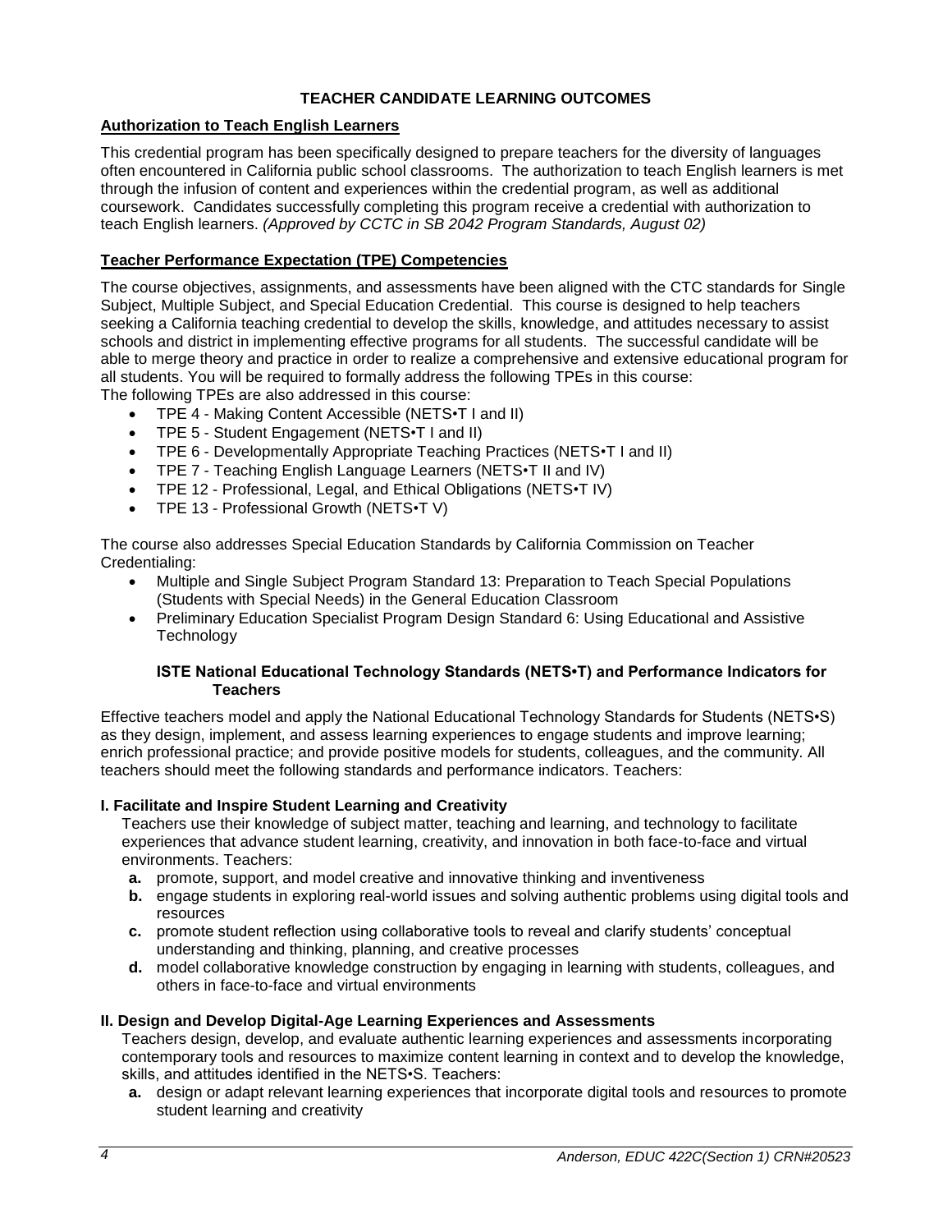## TEACHER CANDIDATE LEARNING OUTCOMES

### Authorization to Teach English Learners

This credential program has been specifically designed to prepare teachers for the diversity of languages often encountered in California public school classrooms. The authorization to teach English learners is met through the infusion of content and experiences within the credential program, as well as additional coursework. Candidates successfully completing this program receive a credential with authorization to teach English learners. *(Approved by CCTC in SB 2042 Program Standards, August 02)*

### Teacher Performance Expectation (TPE) Competencies

The course objectives, assignments, and assessments have been aligned with the CTC standards for Single Subject, Multiple Subject, and Special Education Credential. This course is designed to help teachers seeking a California teaching credential to develop the skills, knowledge, and attitudes necessary to assist schools and district in implementing effective programs for all students. The successful candidate will be able to merge theory and practice in order to realize a comprehensive and extensive educational program for all students. You will be required to formally address the following TPEs in this course:
The following TPEs are also addressed in this course:

- TPE 4 - Making Content Accessible (NETS•T I and II)
- TPE 5 - Student Engagement (NETS•T I and II)
- TPE 6 - Developmentally Appropriate Teaching Practices (NETS•T I and II)
- TPE 7 - Teaching English Language Learners (NETS•T II and IV)
- TPE 12 - Professional, Legal, and Ethical Obligations (NETS•T IV)
- TPE 13 - Professional Growth (NETS•T V)

The course also addresses Special Education Standards by California Commission on Teacher Credentialing:

- Multiple and Single Subject Program Standard 13: Preparation to Teach Special Populations (Students with Special Needs) in the General Education Classroom
- Preliminary Education Specialist Program Design Standard 6: Using Educational and Assistive Technology

#### ISTE National Educational Technology Standards (NETS•T) and Performance Indicators for Teachers

Effective teachers model and apply the National Educational Technology Standards for Students (NETS•S) as they design, implement, and assess learning experiences to engage students and improve learning; enrich professional practice; and provide positive models for students, colleagues, and the community. All teachers should meet the following standards and performance indicators. Teachers:

#### I. Facilitate and Inspire Student Learning and Creativity

Teachers use their knowledge of subject matter, teaching and learning, and technology to facilitate experiences that advance student learning, creativity, and innovation in both face-to-face and virtual environments. Teachers:

- **a.** promote, support, and model creative and innovative thinking and inventiveness
- **b.** engage students in exploring real-world issues and solving authentic problems using digital tools and resources
- **c.** promote student reflection using collaborative tools to reveal and clarify students' conceptual understanding and thinking, planning, and creative processes
- **d.** model collaborative knowledge construction by engaging in learning with students, colleagues, and others in face-to-face and virtual environments

#### II. Design and Develop Digital-Age Learning Experiences and Assessments

Teachers design, develop, and evaluate authentic learning experiences and assessments incorporating contemporary tools and resources to maximize content learning in context and to develop the knowledge, skills, and attitudes identified in the NETS•S. Teachers:

- **a.** design or adapt relevant learning experiences that incorporate digital tools and resources to promote student learning and creativity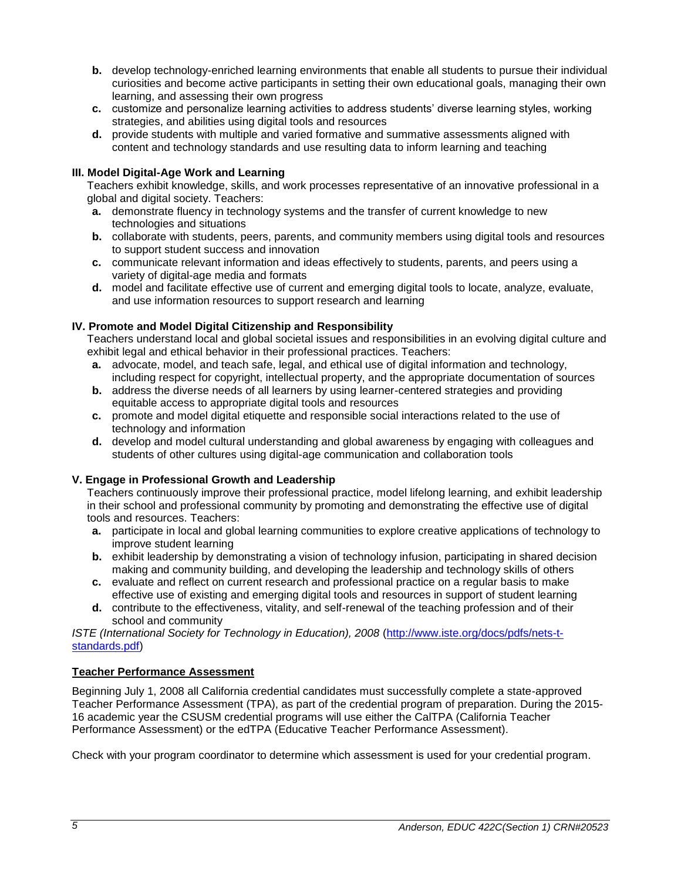- **b.** develop technology-enriched learning environments that enable all students to pursue their individual curiosities and become active participants in setting their own educational goals, managing their own learning, and assessing their own progress
- **c.** customize and personalize learning activities to address students' diverse learning styles, working strategies, and abilities using digital tools and resources
- **d.** provide students with multiple and varied formative and summative assessments aligned with content and technology standards and use resulting data to inform learning and teaching

**III. Model Digital-Age Work and Learning**

Teachers exhibit knowledge, skills, and work processes representative of an innovative professional in a global and digital society. Teachers:

- **a.** demonstrate fluency in technology systems and the transfer of current knowledge to new technologies and situations
- **b.** collaborate with students, peers, parents, and community members using digital tools and resources to support student success and innovation
- **c.** communicate relevant information and ideas effectively to students, parents, and peers using a variety of digital-age media and formats
- **d.** model and facilitate effective use of current and emerging digital tools to locate, analyze, evaluate, and use information resources to support research and learning

**IV. Promote and Model Digital Citizenship and Responsibility**

Teachers understand local and global societal issues and responsibilities in an evolving digital culture and exhibit legal and ethical behavior in their professional practices. Teachers:

- **a.** advocate, model, and teach safe, legal, and ethical use of digital information and technology, including respect for copyright, intellectual property, and the appropriate documentation of sources
- **b.** address the diverse needs of all learners by using learner-centered strategies and providing equitable access to appropriate digital tools and resources
- **c.** promote and model digital etiquette and responsible social interactions related to the use of technology and information
- **d.** develop and model cultural understanding and global awareness by engaging with colleagues and students of other cultures using digital-age communication and collaboration tools

**V. Engage in Professional Growth and Leadership**

Teachers continuously improve their professional practice, model lifelong learning, and exhibit leadership in their school and professional community by promoting and demonstrating the effective use of digital tools and resources. Teachers:

- **a.** participate in local and global learning communities to explore creative applications of technology to improve student learning
- **b.** exhibit leadership by demonstrating a vision of technology infusion, participating in shared decision making and community building, and developing the leadership and technology skills of others
- **c.** evaluate and reflect on current research and professional practice on a regular basis to make effective use of existing and emerging digital tools and resources in support of student learning
- **d.** contribute to the effectiveness, vitality, and self-renewal of the teaching profession and of their school and community

*ISTE (International Society for Technology in Education), 2008* (http://www.iste.org/docs/pdfs/nets-t-standards.pdf)

**Teacher Performance Assessment**

Beginning July 1, 2008 all California credential candidates must successfully complete a state-approved Teacher Performance Assessment (TPA), as part of the credential program of preparation. During the 2015-16 academic year the CSUSM credential programs will use either the CalTPA (California Teacher Performance Assessment) or the edTPA (Educative Teacher Performance Assessment).

Check with your program coordinator to determine which assessment is used for your credential program.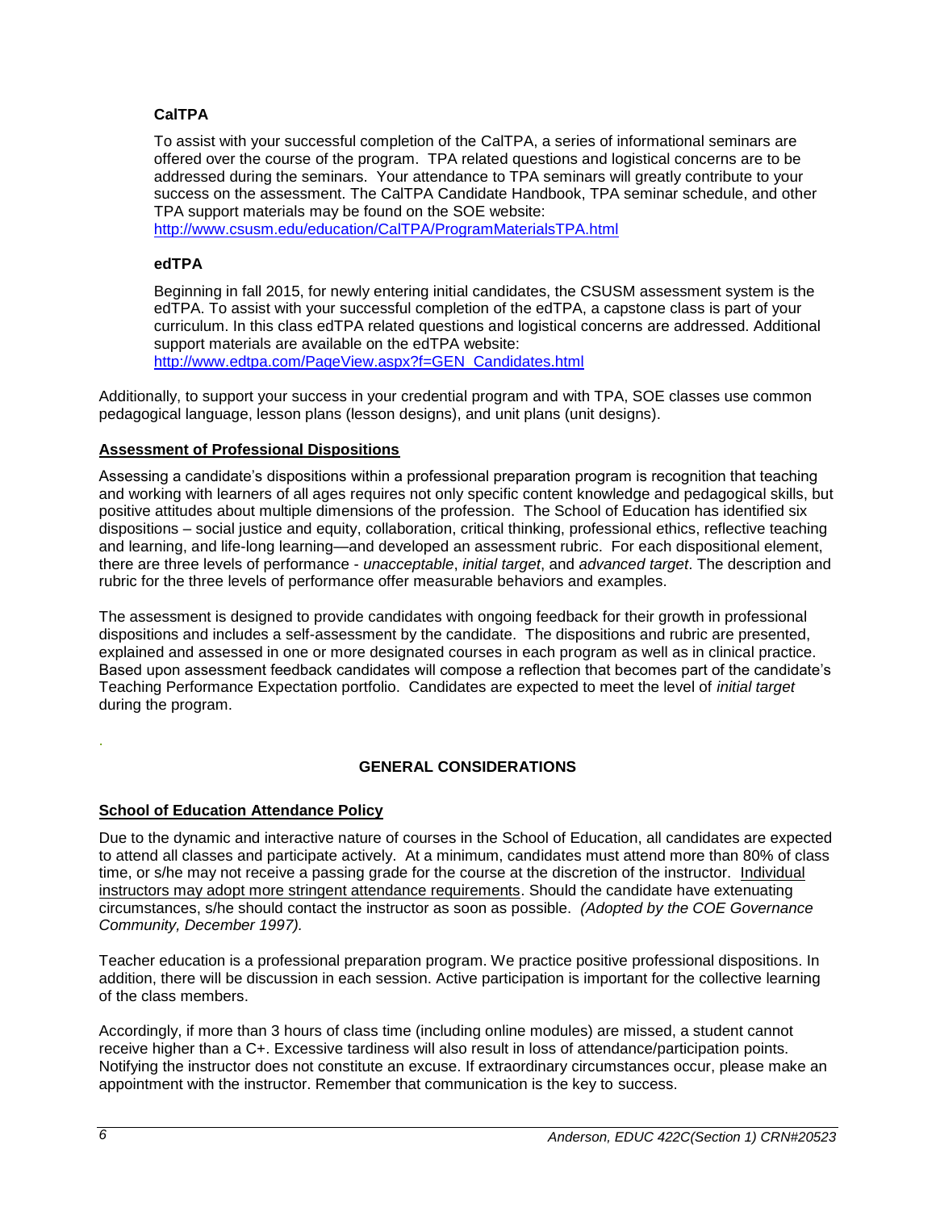### CalTPA

To assist with your successful completion of the CalTPA, a series of informational seminars are offered over the course of the program. TPA related questions and logistical concerns are to be addressed during the seminars. Your attendance to TPA seminars will greatly contribute to your success on the assessment. The CalTPA Candidate Handbook, TPA seminar schedule, and other TPA support materials may be found on the SOE website: http://www.csusm.edu/education/CalTPA/ProgramMaterialsTPA.html

### edTPA

Beginning in fall 2015, for newly entering initial candidates, the CSUSM assessment system is the edTPA. To assist with your successful completion of the edTPA, a capstone class is part of your curriculum. In this class edTPA related questions and logistical concerns are addressed. Additional support materials are available on the edTPA website: http://www.edtpa.com/PageView.aspx?f=GEN_Candidates.html

Additionally, to support your success in your credential program and with TPA, SOE classes use common pedagogical language, lesson plans (lesson designs), and unit plans (unit designs).

## Assessment of Professional Dispositions

Assessing a candidate's dispositions within a professional preparation program is recognition that teaching and working with learners of all ages requires not only specific content knowledge and pedagogical skills, but positive attitudes about multiple dimensions of the profession. The School of Education has identified six dispositions – social justice and equity, collaboration, critical thinking, professional ethics, reflective teaching and learning, and life-long learning—and developed an assessment rubric. For each dispositional element, there are three levels of performance - *unacceptable*, *initial target*, and *advanced target*. The description and rubric for the three levels of performance offer measurable behaviors and examples.

The assessment is designed to provide candidates with ongoing feedback for their growth in professional dispositions and includes a self-assessment by the candidate. The dispositions and rubric are presented, explained and assessed in one or more designated courses in each program as well as in clinical practice. Based upon assessment feedback candidates will compose a reflection that becomes part of the candidate's Teaching Performance Expectation portfolio. Candidates are expected to meet the level of *initial target* during the program.

## GENERAL CONSIDERATIONS

## School of Education Attendance Policy

Due to the dynamic and interactive nature of courses in the School of Education, all candidates are expected to attend all classes and participate actively. At a minimum, candidates must attend more than 80% of class time, or s/he may not receive a passing grade for the course at the discretion of the instructor. Individual instructors may adopt more stringent attendance requirements. Should the candidate have extenuating circumstances, s/he should contact the instructor as soon as possible. *(Adopted by the COE Governance Community, December 1997).*

Teacher education is a professional preparation program. We practice positive professional dispositions. In addition, there will be discussion in each session. Active participation is important for the collective learning of the class members.

Accordingly, if more than 3 hours of class time (including online modules) are missed, a student cannot receive higher than a C+. Excessive tardiness will also result in loss of attendance/participation points. Notifying the instructor does not constitute an excuse. If extraordinary circumstances occur, please make an appointment with the instructor. Remember that communication is the key to success.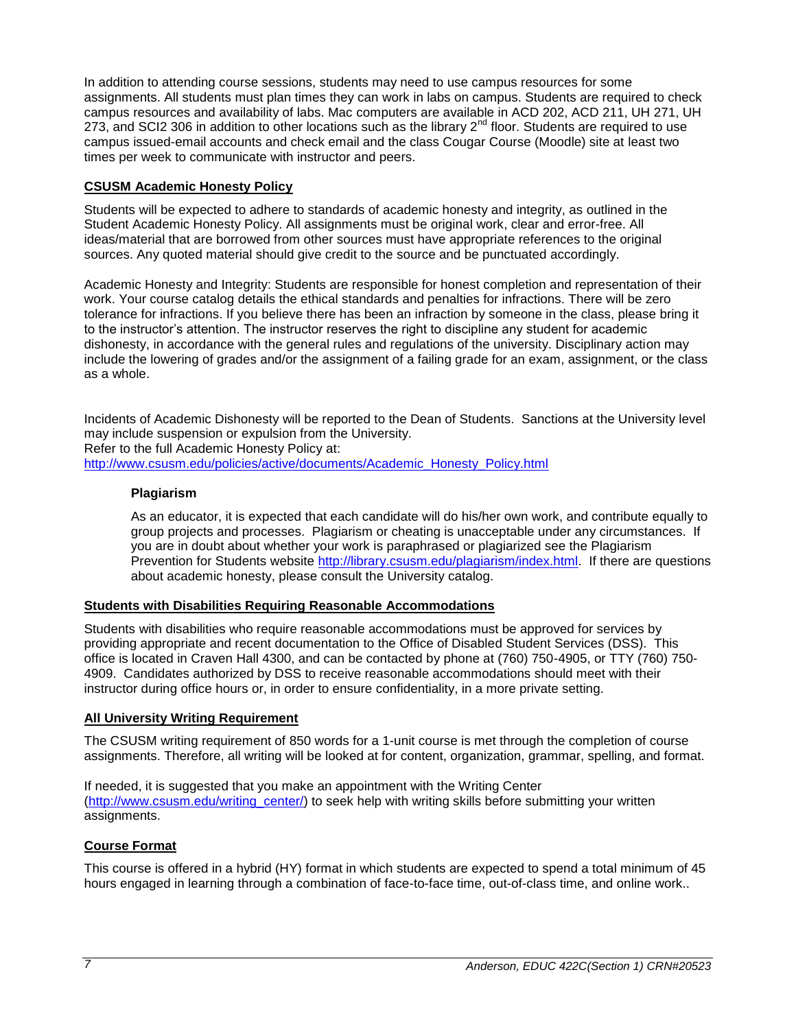In addition to attending course sessions, students may need to use campus resources for some assignments. All students must plan times they can work in labs on campus. Students are required to check campus resources and availability of labs. Mac computers are available in ACD 202, ACD 211, UH 271, UH 273, and SCI2 306 in addition to other locations such as the library 2nd floor. Students are required to use campus issued-email accounts and check email and the class Cougar Course (Moodle) site at least two times per week to communicate with instructor and peers.

## CSUSM Academic Honesty Policy

Students will be expected to adhere to standards of academic honesty and integrity, as outlined in the Student Academic Honesty Policy. All assignments must be original work, clear and error-free. All ideas/material that are borrowed from other sources must have appropriate references to the original sources. Any quoted material should give credit to the source and be punctuated accordingly.

Academic Honesty and Integrity: Students are responsible for honest completion and representation of their work. Your course catalog details the ethical standards and penalties for infractions. There will be zero tolerance for infractions. If you believe there has been an infraction by someone in the class, please bring it to the instructor's attention. The instructor reserves the right to discipline any student for academic dishonesty, in accordance with the general rules and regulations of the university. Disciplinary action may include the lowering of grades and/or the assignment of a failing grade for an exam, assignment, or the class as a whole.

Incidents of Academic Dishonesty will be reported to the Dean of Students. Sanctions at the University level may include suspension or expulsion from the University.
Refer to the full Academic Honesty Policy at:
http://www.csusm.edu/policies/active/documents/Academic_Honesty_Policy.html

### Plagiarism

As an educator, it is expected that each candidate will do his/her own work, and contribute equally to group projects and processes. Plagiarism or cheating is unacceptable under any circumstances. If you are in doubt about whether your work is paraphrased or plagiarized see the Plagiarism Prevention for Students website http://library.csusm.edu/plagiarism/index.html. If there are questions about academic honesty, please consult the University catalog.

## Students with Disabilities Requiring Reasonable Accommodations

Students with disabilities who require reasonable accommodations must be approved for services by providing appropriate and recent documentation to the Office of Disabled Student Services (DSS). This office is located in Craven Hall 4300, and can be contacted by phone at (760) 750-4905, or TTY (760) 750-4909. Candidates authorized by DSS to receive reasonable accommodations should meet with their instructor during office hours or, in order to ensure confidentiality, in a more private setting.

## All University Writing Requirement

The CSUSM writing requirement of 850 words for a 1-unit course is met through the completion of course assignments. Therefore, all writing will be looked at for content, organization, grammar, spelling, and format.

If needed, it is suggested that you make an appointment with the Writing Center (http://www.csusm.edu/writing_center/) to seek help with writing skills before submitting your written assignments.

## Course Format

This course is offered in a hybrid (HY) format in which students are expected to spend a total minimum of 45 hours engaged in learning through a combination of face-to-face time, out-of-class time, and online work..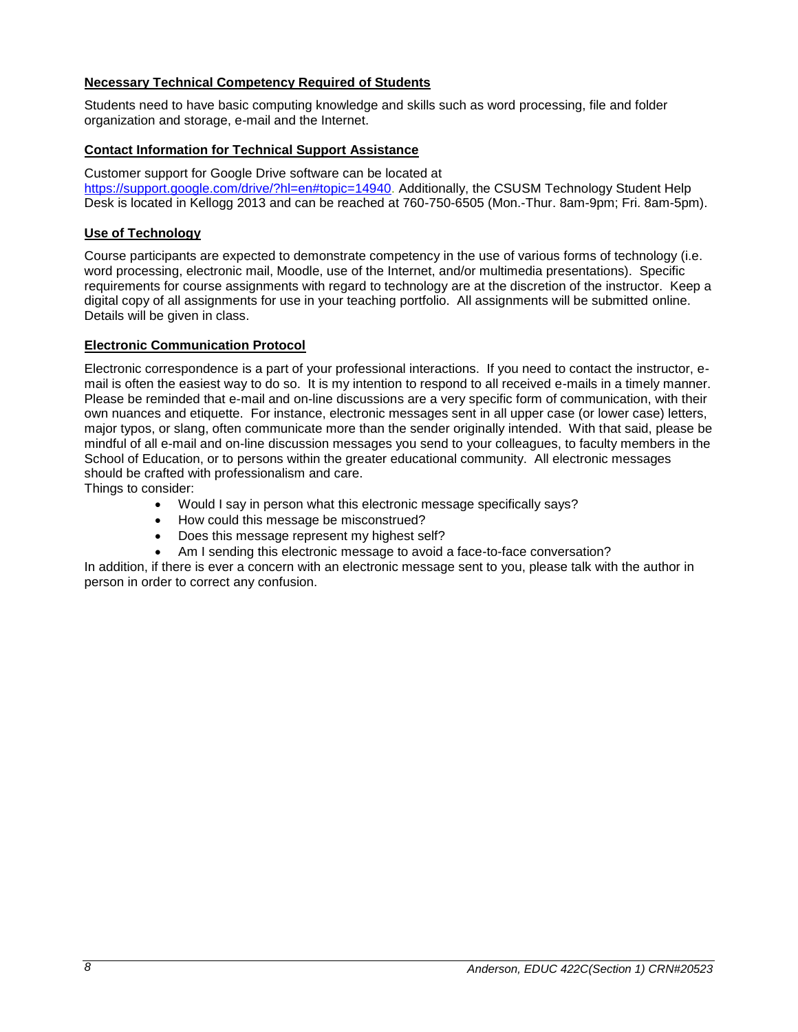### Necessary Technical Competency Required of Students

Students need to have basic computing knowledge and skills such as word processing, file and folder organization and storage, e-mail and the Internet.

### Contact Information for Technical Support Assistance

Customer support for Google Drive software can be located at [https://support.google.com/drive/?hl=en#topic=14940](https://support.google.com/drive/?hl=en#topic=14940). Additionally, the CSUSM Technology Student Help Desk is located in Kellogg 2013 and can be reached at 760-750-6505 (Mon.-Thur. 8am-9pm; Fri. 8am-5pm).

### Use of Technology

Course participants are expected to demonstrate competency in the use of various forms of technology (i.e. word processing, electronic mail, Moodle, use of the Internet, and/or multimedia presentations). Specific requirements for course assignments with regard to technology are at the discretion of the instructor. Keep a digital copy of all assignments for use in your teaching portfolio. All assignments will be submitted online. Details will be given in class.

### Electronic Communication Protocol

Electronic correspondence is a part of your professional interactions. If you need to contact the instructor, e-mail is often the easiest way to do so. It is my intention to respond to all received e-mails in a timely manner. Please be reminded that e-mail and on-line discussions are a very specific form of communication, with their own nuances and etiquette. For instance, electronic messages sent in all upper case (or lower case) letters, major typos, or slang, often communicate more than the sender originally intended. With that said, please be mindful of all e-mail and on-line discussion messages you send to your colleagues, to faculty members in the School of Education, or to persons within the greater educational community. All electronic messages should be crafted with professionalism and care.

Things to consider:

- Would I say in person what this electronic message specifically says?
- How could this message be misconstrued?
- Does this message represent my highest self?
- Am I sending this electronic message to avoid a face-to-face conversation?

In addition, if there is ever a concern with an electronic message sent to you, please talk with the author in person in order to correct any confusion.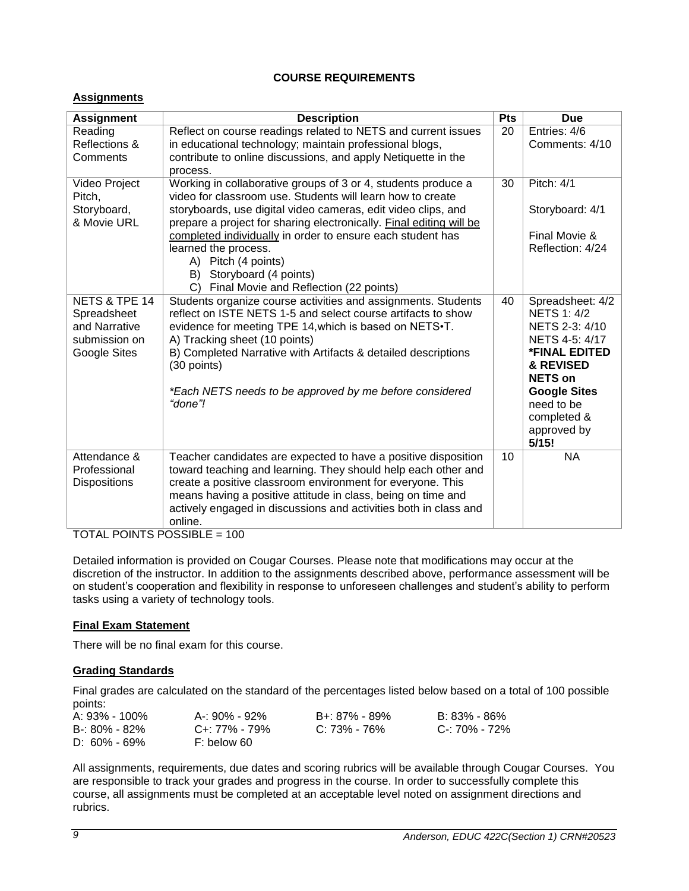## COURSE REQUIREMENTS

### Assignments

| Assignment | Description | Pts | Due |
|---|---|---|---|
| Reading Reflections & Comments | Reflect on course readings related to NETS and current issues in educational technology; maintain professional blogs, contribute to online discussions, and apply Netiquette in the process. | 20 | Entries: 4/6<br>Comments: 4/10 |
| Video Project Pitch, Storyboard, & Movie URL | Working in collaborative groups of 3 or 4, students produce a video for classroom use. Students will learn how to create storyboards, use digital video cameras, edit video clips, and prepare a project for sharing electronically. <u>Final editing will be completed individually</u> in order to ensure each student has learned the process.<br>A) Pitch (4 points)<br>B) Storyboard (4 points)<br>C) Final Movie and Reflection (22 points) | 30 | Pitch: 4/1<br>Storyboard: 4/1<br>Final Movie & Reflection: 4/24 |
| NETS & TPE 14 Spreadsheet and Narrative submission on Google Sites | Students organize course activities and assignments. Students reflect on ISTE NETS 1-5 and select course artifacts to show evidence for meeting TPE 14,which is based on NETS•T.<br>A) Tracking sheet (10 points)<br>B) Completed Narrative with Artifacts & detailed descriptions (30 points)<br>*Each NETS needs to be approved by me before considered "done"!* | 40 | Spreadsheet: 4/2<br>NETS 1: 4/2<br>NETS 2-3: 4/10<br>NETS 4-5: 4/17<br>**\*FINAL EDITED & REVISED NETS on Google Sites** need to be completed & approved by **5/15!** |
| Attendance & Professional Dispositions | Teacher candidates are expected to have a positive disposition toward teaching and learning. They should help each other and create a positive classroom environment for everyone. This means having a positive attitude in class, being on time and actively engaged in discussions and activities both in class and online. | 10 | NA |

TOTAL POINTS POSSIBLE = 100

Detailed information is provided on Cougar Courses. Please note that modifications may occur at the discretion of the instructor. In addition to the assignments described above, performance assessment will be on student's cooperation and flexibility in response to unforeseen challenges and student's ability to perform tasks using a variety of technology tools.

### Final Exam Statement

There will be no final exam for this course.

### Grading Standards

Final grades are calculated on the standard of the percentages listed below based on a total of 100 possible points:

| | | | |
|---|---|---|---|
| A: 93% - 100% | A-: 90% - 92% | B+: 87% - 89% | B: 83% - 86% |
| B-: 80% - 82% | C+: 77% - 79% | C: 73% - 76% | C-: 70% - 72% |
| D: 60% - 69% | F: below 60 | | |

All assignments, requirements, due dates and scoring rubrics will be available through Cougar Courses. You are responsible to track your grades and progress in the course. In order to successfully complete this course, all assignments must be completed at an acceptable level noted on assignment directions and rubrics.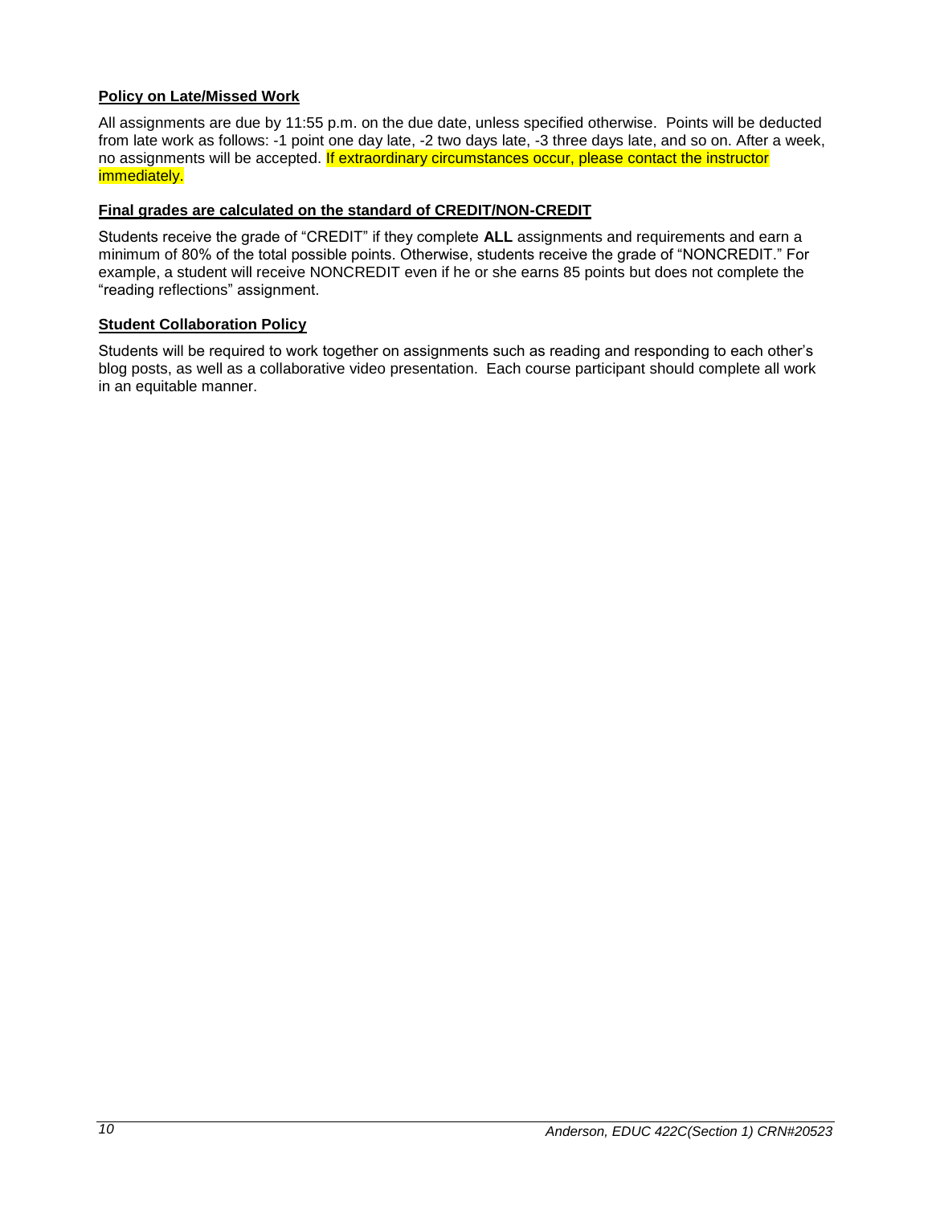**Policy on Late/Missed Work**

All assignments are due by 11:55 p.m. on the due date, unless specified otherwise. Points will be deducted from late work as follows: -1 point one day late, -2 two days late, -3 three days late, and so on. After a week, no assignments will be accepted. If extraordinary circumstances occur, please contact the instructor immediately.

**Final grades are calculated on the standard of CREDIT/NON-CREDIT**

Students receive the grade of "CREDIT" if they complete **ALL** assignments and requirements and earn a minimum of 80% of the total possible points. Otherwise, students receive the grade of "NONCREDIT." For example, a student will receive NONCREDIT even if he or she earns 85 points but does not complete the "reading reflections" assignment.

**Student Collaboration Policy**

Students will be required to work together on assignments such as reading and responding to each other's blog posts, as well as a collaborative video presentation. Each course participant should complete all work in an equitable manner.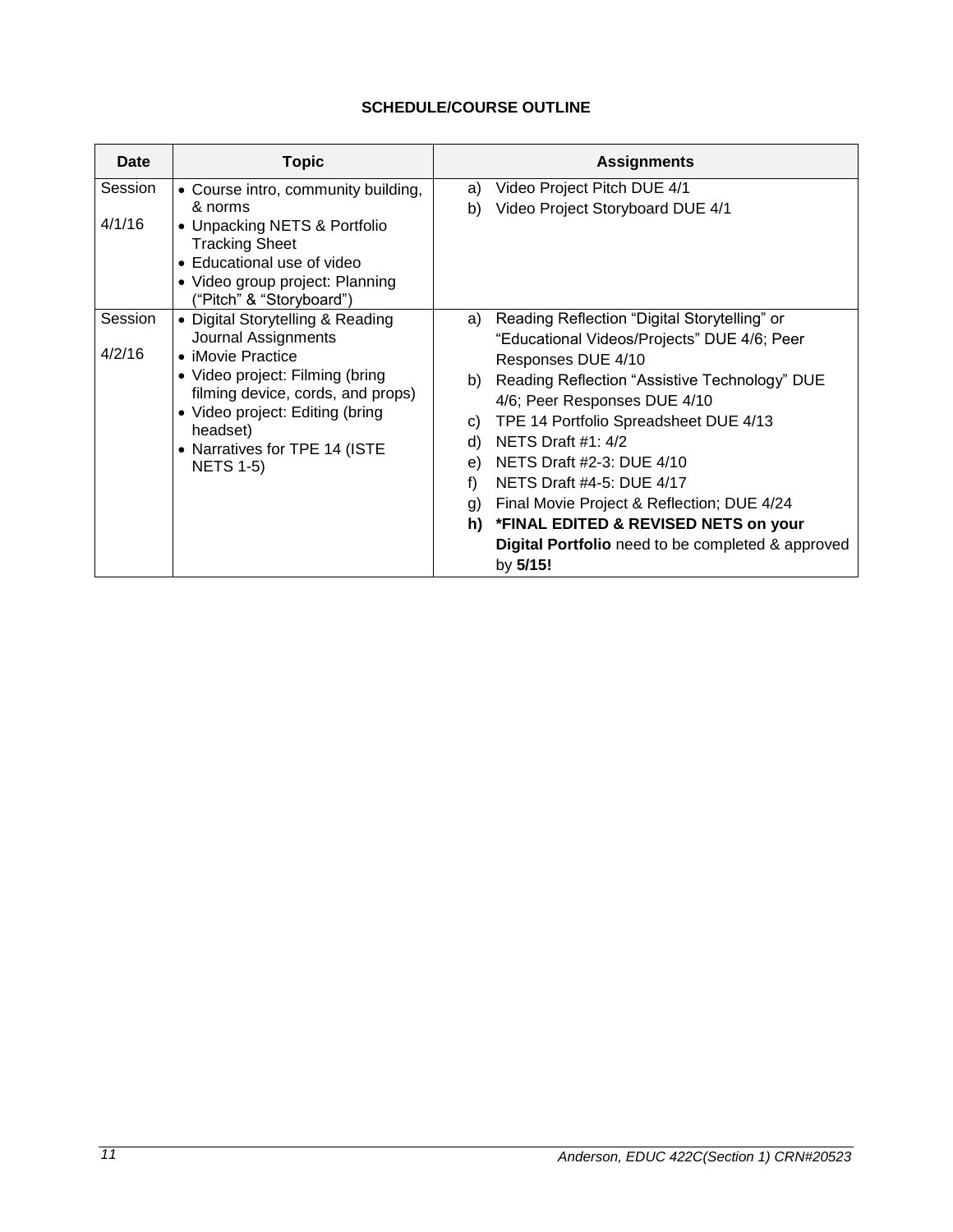**SCHEDULE/COURSE OUTLINE**

| Date | Topic | Assignments |
|---|---|---|
| Session 4/1/16 | • Course intro, community building, & norms<br>• Unpacking NETS & Portfolio Tracking Sheet<br>• Educational use of video<br>• Video group project: Planning ("Pitch" & "Storyboard") | a) Video Project Pitch DUE 4/1<br>b) Video Project Storyboard DUE 4/1 |
| Session 4/2/16 | • Digital Storytelling & Reading Journal Assignments<br>• iMovie Practice<br>• Video project: Filming (bring filming device, cords, and props)<br>• Video project: Editing (bring headset)<br>• Narratives for TPE 14 (ISTE NETS 1-5) | a) Reading Reflection "Digital Storytelling" or "Educational Videos/Projects" DUE 4/6; Peer Responses DUE 4/10<br>b) Reading Reflection "Assistive Technology" DUE 4/6; Peer Responses DUE 4/10<br>c) TPE 14 Portfolio Spreadsheet DUE 4/13<br>d) NETS Draft #1: 4/2<br>e) NETS Draft #2-3: DUE 4/10<br>f) NETS Draft #4-5: DUE 4/17<br>g) Final Movie Project & Reflection; DUE 4/24<br>**h) *FINAL EDITED & REVISED NETS on your Digital Portfolio** need to be completed & approved by **5/15!** |